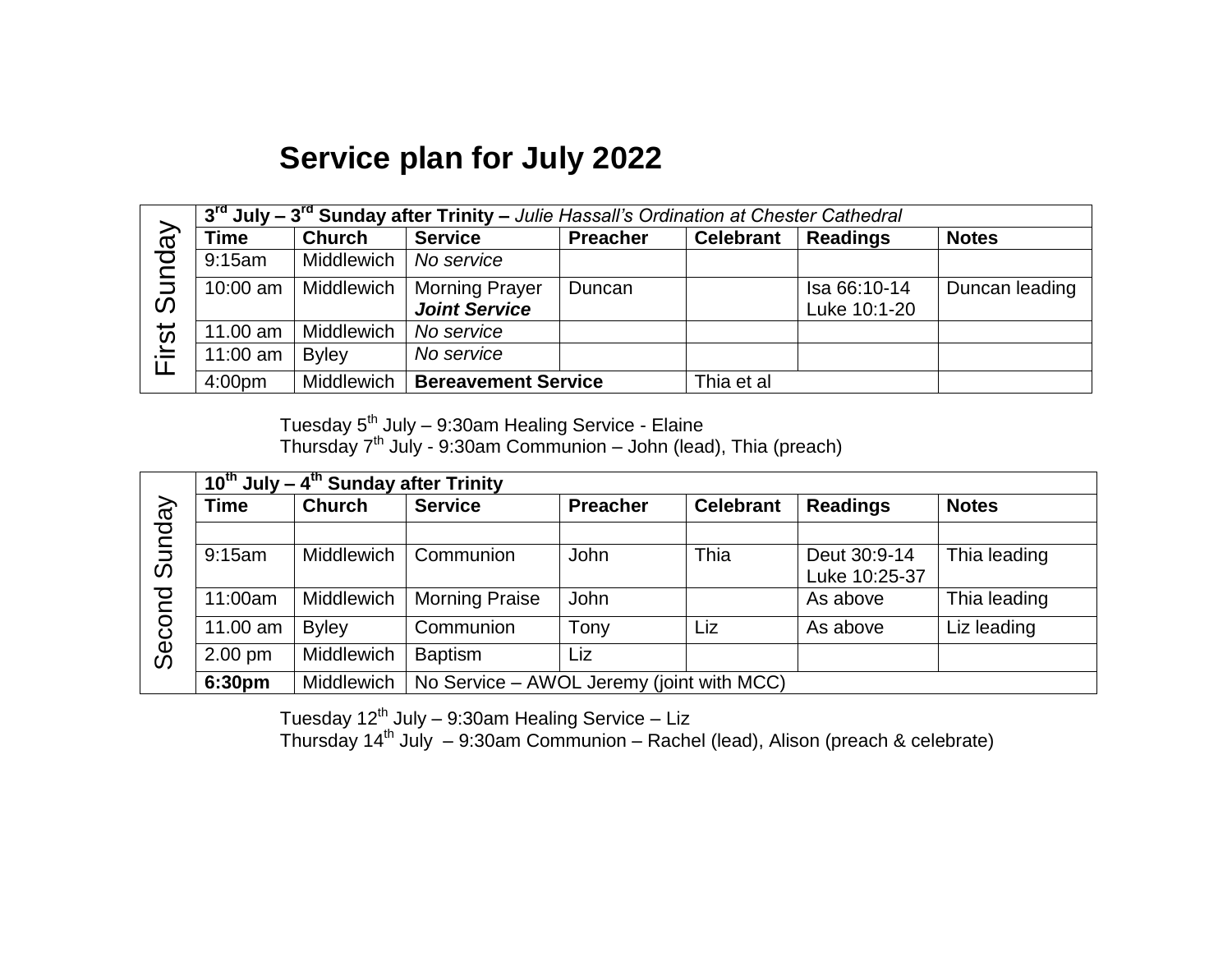# Service plan for July 2022

| First Sunday | 3rd July – 3rd Sunday after Trinity – *Julie Hassall's Ordination at Chester Cathedral* | | | | | | |
|---|---|---|---|---|---|---|---|
| | **Time** | **Church** | **Service** | **Preacher** | **Celebrant** | **Readings** | **Notes** |
| | 9:15am | Middlewich | *No service* | | | | |
| | 10:00 am | Middlewich | Morning Prayer ***Joint Service*** | Duncan | | Isa 66:10-14 Luke 10:1-20 | Duncan leading |
| | 11.00 am | Middlewich | *No service* | | | | |
| | 11:00 am | Byley | *No service* | | | | |
| | 4:00pm | Middlewich | **Bereavement Service** | | Thia et al | | |

Tuesday 5th July – 9:30am Healing Service - Elaine
Thursday 7th July - 9:30am Communion – John (lead), Thia (preach)

| Second Sunday | **10th July – 4th Sunday after Trinity** | | | | | | |
|---|---|---|---|---|---|---|---|
| | **Time** | **Church** | **Service** | **Preacher** | **Celebrant** | **Readings** | **Notes** |
| | | | | | | | |
| | 9:15am | Middlewich | Communion | John | Thia | Deut 30:9-14 Luke 10:25-37 | Thia leading |
| | 11:00am | Middlewich | Morning Praise | John | | As above | Thia leading |
| | 11.00 am | Byley | Communion | Tony | Liz | As above | Liz leading |
| | 2.00 pm | Middlewich | Baptism | Liz | | | |
| | **6:30pm** | Middlewich | No Service – AWOL Jeremy (joint with MCC) | | | | |

Tuesday 12th July – 9:30am Healing Service – Liz
Thursday 14th July – 9:30am Communion – Rachel (lead), Alison (preach & celebrate)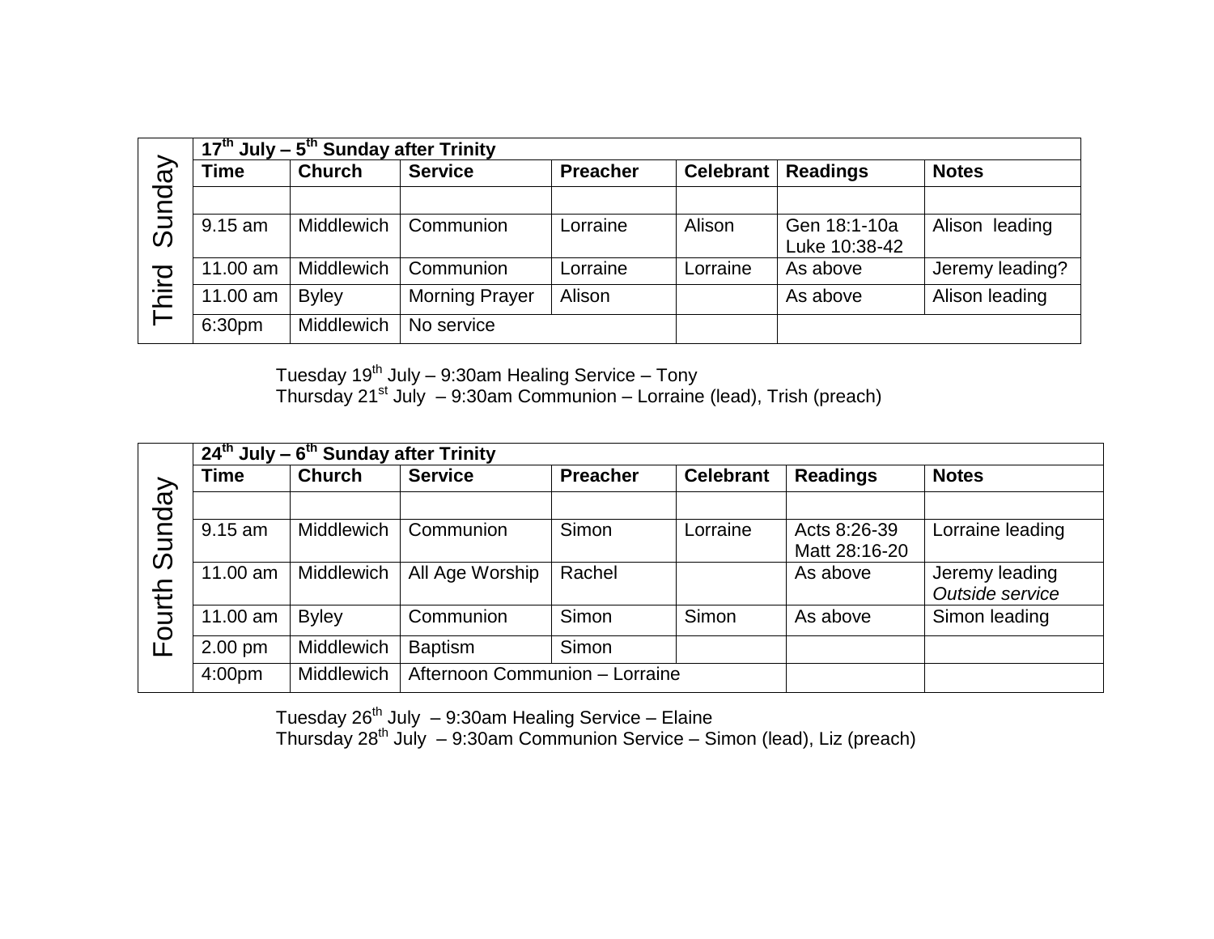**Third Sunday**

| 17th July – 5th Sunday after Trinity | | | | | | |
|---|---|---|---|---|---|---|
| **Time** | **Church** | **Service** | **Preacher** | **Celebrant** | **Readings** | **Notes** |
| | | | | | | |
| 9.15 am | Middlewich | Communion | Lorraine | Alison | Gen 18:1-10a Luke 10:38-42 | Alison leading |
| 11.00 am | Middlewich | Communion | Lorraine | Lorraine | As above | Jeremy leading? |
| 11.00 am | Byley | Morning Prayer | Alison | | As above | Alison leading |
| 6:30pm | Middlewich | No service | | | | |

Tuesday 19th July – 9:30am Healing Service – Tony
Thursday 21st July – 9:30am Communion – Lorraine (lead), Trish (preach)

**Fourth Sunday**

| 24th July – 6th Sunday after Trinity | | | | | | |
|---|---|---|---|---|---|---|
| **Time** | **Church** | **Service** | **Preacher** | **Celebrant** | **Readings** | **Notes** |
| | | | | | | |
| 9.15 am | Middlewich | Communion | Simon | Lorraine | Acts 8:26-39 Matt 28:16-20 | Lorraine leading |
| 11.00 am | Middlewich | All Age Worship | Rachel | | As above | Jeremy leading *Outside service* |
| 11.00 am | Byley | Communion | Simon | Simon | As above | Simon leading |
| 2.00 pm | Middlewich | Baptism | Simon | | | |
| 4:00pm | Middlewich | Afternoon Communion – Lorraine | | | | |

Tuesday 26th July – 9:30am Healing Service – Elaine
Thursday 28th July – 9:30am Communion Service – Simon (lead), Liz (preach)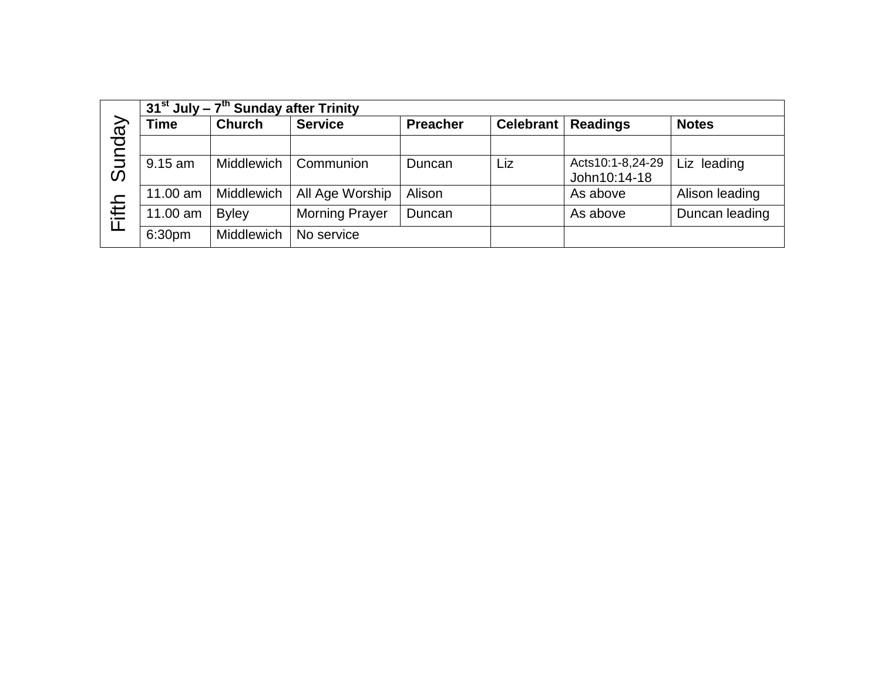| Fifth Sunday | 31st July – 7th Sunday after Trinity | | | | | | |
|---|---|---|---|---|---|---|---|
| | **Time** | **Church** | **Service** | **Preacher** | **Celebrant** | **Readings** | **Notes** |
| | | | | | | | |
| | 9.15 am | Middlewich | Communion | Duncan | Liz | Acts10:1-8,24-29 John10:14-18 | Liz leading |
| | 11.00 am | Middlewich | All Age Worship | Alison | | As above | Alison leading |
| | 11.00 am | Byley | Morning Prayer | Duncan | | As above | Duncan leading |
| | 6:30pm | Middlewich | No service | | | | |